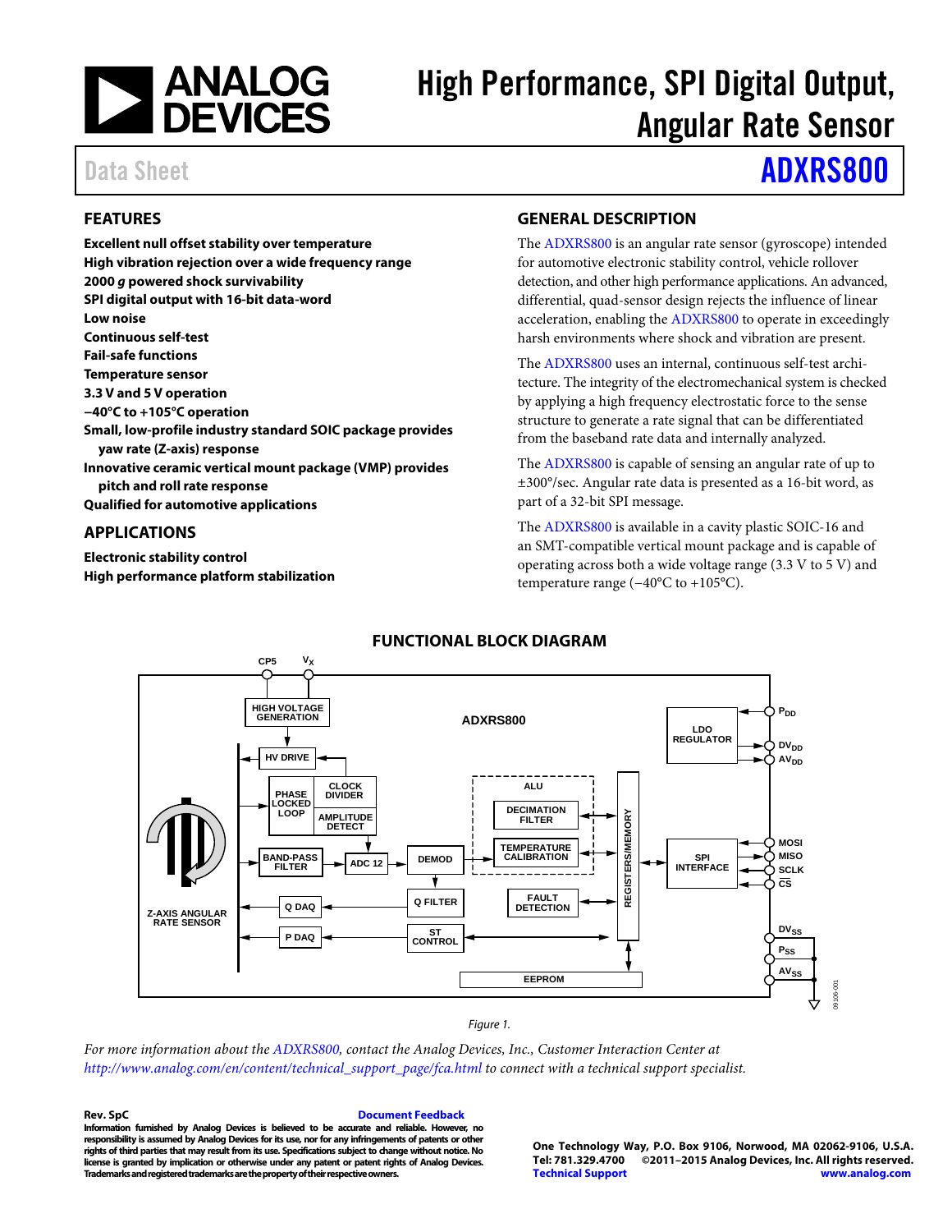# High Performance, SPI Digital Output, Angular Rate Sensor

Data Sheet **ADXRS800**

## FEATURES

- **Excellent null offset stability over temperature**
- **High vibration rejection over a wide frequency range**
- **2000 *g* powered shock survivability**
- **SPI digital output with 16-bit data-word**
- **Low noise**
- **Continuous self-test**
- **Fail-safe functions**
- **Temperature sensor**
- **3.3 V and 5 V operation**
- **−40°C to +105°C operation**
- **Small, low-profile industry standard SOIC package provides yaw rate (Z-axis) response**
- **Innovative ceramic vertical mount package (VMP) provides pitch and roll rate response**
- **Qualified for automotive applications**

## APPLICATIONS

- **Electronic stability control**
- **High performance platform stabilization**

## GENERAL DESCRIPTION

The ADXRS800 is an angular rate sensor (gyroscope) intended for automotive electronic stability control, vehicle rollover detection, and other high performance applications. An advanced, differential, quad-sensor design rejects the influence of linear acceleration, enabling the ADXRS800 to operate in exceedingly harsh environments where shock and vibration are present.

The ADXRS800 uses an internal, continuous self-test architecture. The integrity of the electromechanical system is checked by applying a high frequency electrostatic force to the sense structure to generate a rate signal that can be differentiated from the baseband rate data and internally analyzed.

The ADXRS800 is capable of sensing an angular rate of up to ±300°/sec. Angular rate data is presented as a 16-bit word, as part of a 32-bit SPI message.

The ADXRS800 is available in a cavity plastic SOIC-16 and an SMT-compatible vertical mount package and is capable of operating across both a wide voltage range (3.3 V to 5 V) and temperature range (−40°C to +105°C).

## FUNCTIONAL BLOCK DIAGRAM

Figure 1.

*For more information about the ADXRS800, contact the Analog Devices, Inc., Customer Interaction Center at http://www.analog.com/en/content/technical_support_page/fca.html to connect with a technical support specialist.*

**Rev. SpC** **Document Feedback**

**Information furnished by Analog Devices is believed to be accurate and reliable. However, no responsibility is assumed by Analog Devices for its use, nor for any infringements of patents or other rights of third parties that may result from its use. Specifications subject to change without notice. No license is granted by implication or otherwise under any patent or patent rights of Analog Devices. Trademarks and registered trademarks are the property of their respective owners.**

**One Technology Way, P.O. Box 9106, Norwood, MA 02062-9106, U.S.A.**
**Tel: 781.329.4700 ©2011–2015 Analog Devices, Inc. All rights reserved.**
**Technical Support** **www.analog.com**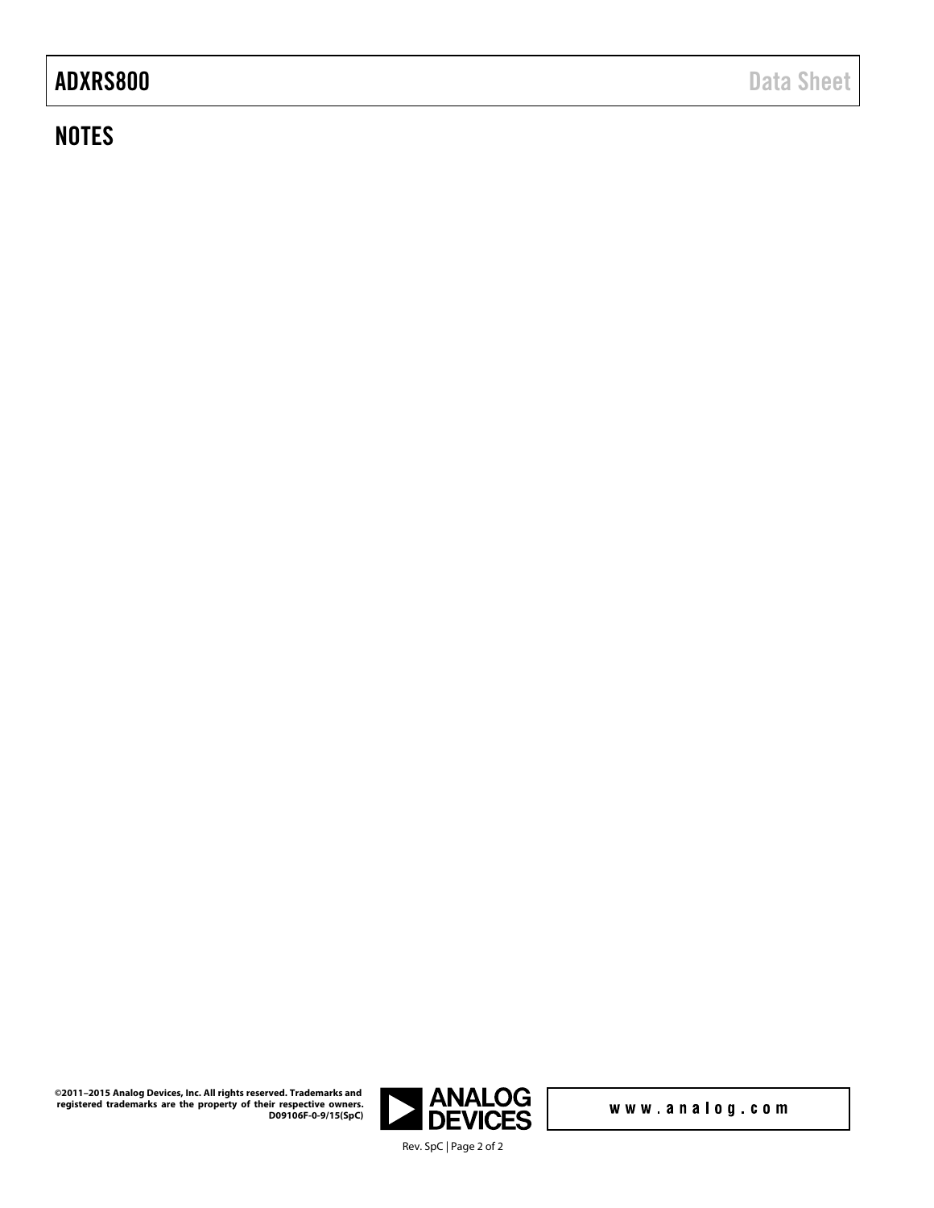## NOTES

©2011–2015 Analog Devices, Inc. All rights reserved. Trademarks and registered trademarks are the property of their respective owners.
D09106F-0-9/15(SpC)

www.analog.com